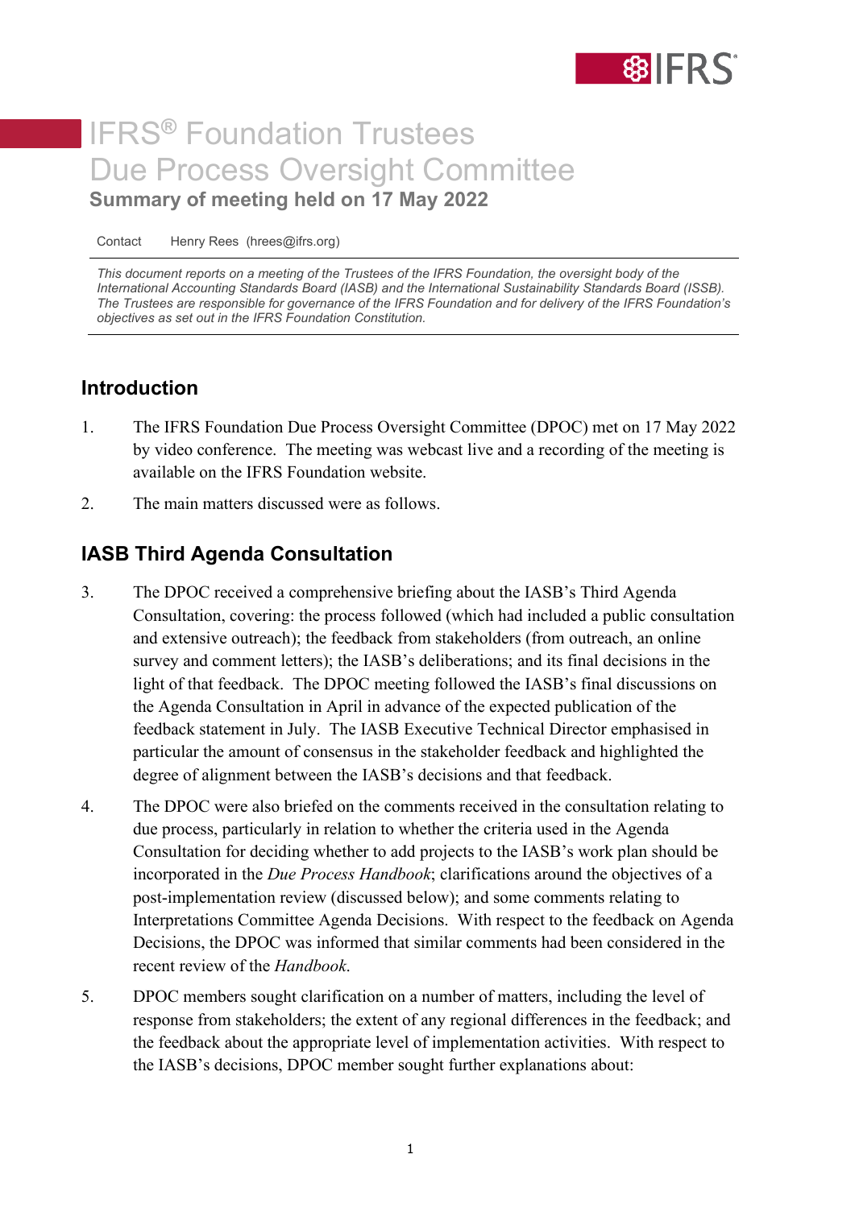# IFRS® Foundation Trustees Due Process Oversight Committee

## Summary of meeting held on 17 May 2022

Contact Henry Rees (hrees@ifrs.org)

*This document reports on a meeting of the Trustees of the IFRS Foundation, the oversight body of the International Accounting Standards Board (IASB) and the International Sustainability Standards Board (ISSB). The Trustees are responsible for governance of the IFRS Foundation and for delivery of the IFRS Foundation's objectives as set out in the IFRS Foundation Constitution.*

## Introduction

1. The IFRS Foundation Due Process Oversight Committee (DPOC) met on 17 May 2022 by video conference. The meeting was webcast live and a recording of the meeting is available on the IFRS Foundation website.

2. The main matters discussed were as follows.

## IASB Third Agenda Consultation

3. The DPOC received a comprehensive briefing about the IASB's Third Agenda Consultation, covering: the process followed (which had included a public consultation and extensive outreach); the feedback from stakeholders (from outreach, an online survey and comment letters); the IASB's deliberations; and its final decisions in the light of that feedback. The DPOC meeting followed the IASB's final discussions on the Agenda Consultation in April in advance of the expected publication of the feedback statement in July. The IASB Executive Technical Director emphasised in particular the amount of consensus in the stakeholder feedback and highlighted the degree of alignment between the IASB's decisions and that feedback.

4. The DPOC were also briefed on the comments received in the consultation relating to due process, particularly in relation to whether the criteria used in the Agenda Consultation for deciding whether to add projects to the IASB's work plan should be incorporated in the *Due Process Handbook*; clarifications around the objectives of a post-implementation review (discussed below); and some comments relating to Interpretations Committee Agenda Decisions. With respect to the feedback on Agenda Decisions, the DPOC was informed that similar comments had been considered in the recent review of the *Handbook*.

5. DPOC members sought clarification on a number of matters, including the level of response from stakeholders; the extent of any regional differences in the feedback; and the feedback about the appropriate level of implementation activities. With respect to the IASB's decisions, DPOC member sought further explanations about: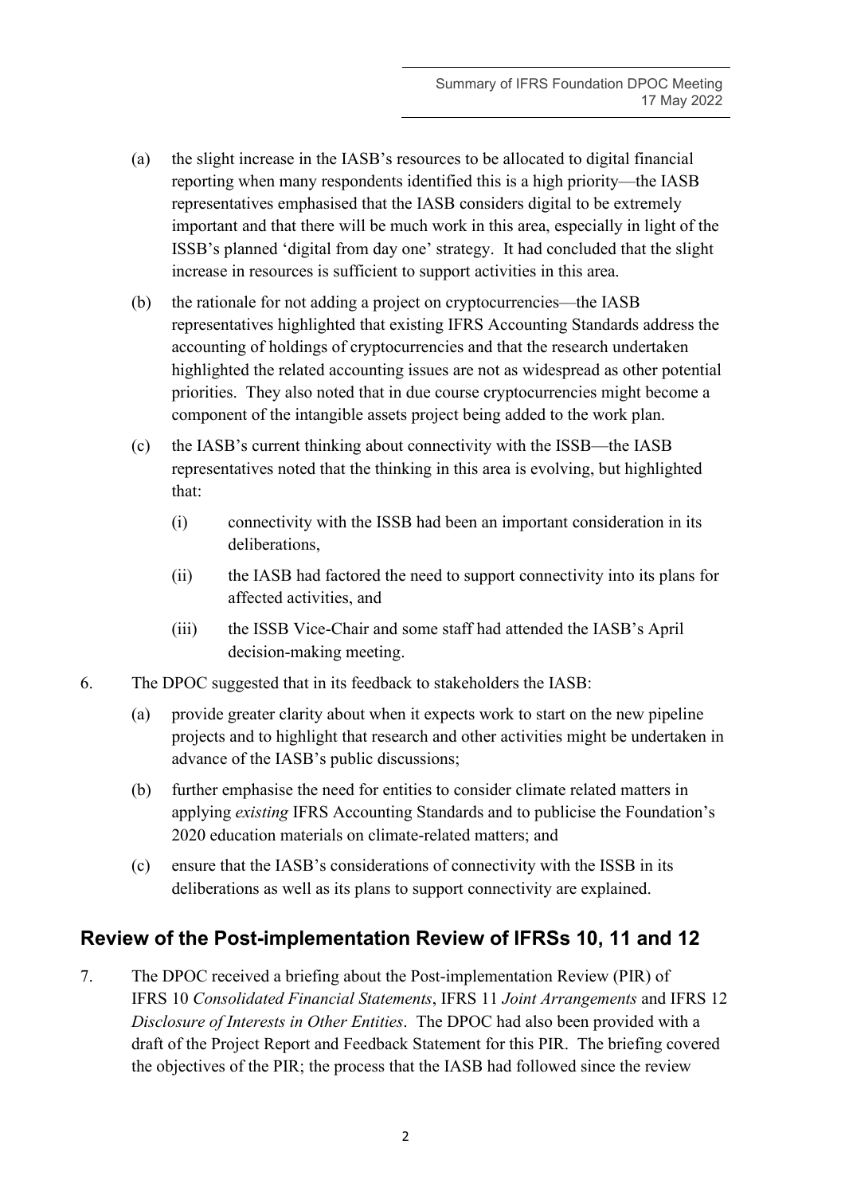(a) the slight increase in the IASB's resources to be allocated to digital financial reporting when many respondents identified this is a high priority—the IASB representatives emphasised that the IASB considers digital to be extremely important and that there will be much work in this area, especially in light of the ISSB's planned 'digital from day one' strategy. It had concluded that the slight increase in resources is sufficient to support activities in this area.

(b) the rationale for not adding a project on cryptocurrencies—the IASB representatives highlighted that existing IFRS Accounting Standards address the accounting of holdings of cryptocurrencies and that the research undertaken highlighted the related accounting issues are not as widespread as other potential priorities. They also noted that in due course cryptocurrencies might become a component of the intangible assets project being added to the work plan.

(c) the IASB's current thinking about connectivity with the ISSB—the IASB representatives noted that the thinking in this area is evolving, but highlighted that:

   (i) connectivity with the ISSB had been an important consideration in its deliberations,

   (ii) the IASB had factored the need to support connectivity into its plans for affected activities, and

   (iii) the ISSB Vice-Chair and some staff had attended the IASB's April decision-making meeting.

6. The DPOC suggested that in its feedback to stakeholders the IASB:

   (a) provide greater clarity about when it expects work to start on the new pipeline projects and to highlight that research and other activities might be undertaken in advance of the IASB's public discussions;

   (b) further emphasise the need for entities to consider climate related matters in applying *existing* IFRS Accounting Standards and to publicise the Foundation's 2020 education materials on climate-related matters; and

   (c) ensure that the IASB's considerations of connectivity with the ISSB in its deliberations as well as its plans to support connectivity are explained.

## Review of the Post-implementation Review of IFRSs 10, 11 and 12

7. The DPOC received a briefing about the Post-implementation Review (PIR) of IFRS 10 *Consolidated Financial Statements*, IFRS 11 *Joint Arrangements* and IFRS 12 *Disclosure of Interests in Other Entities*. The DPOC had also been provided with a draft of the Project Report and Feedback Statement for this PIR. The briefing covered the objectives of the PIR; the process that the IASB had followed since the review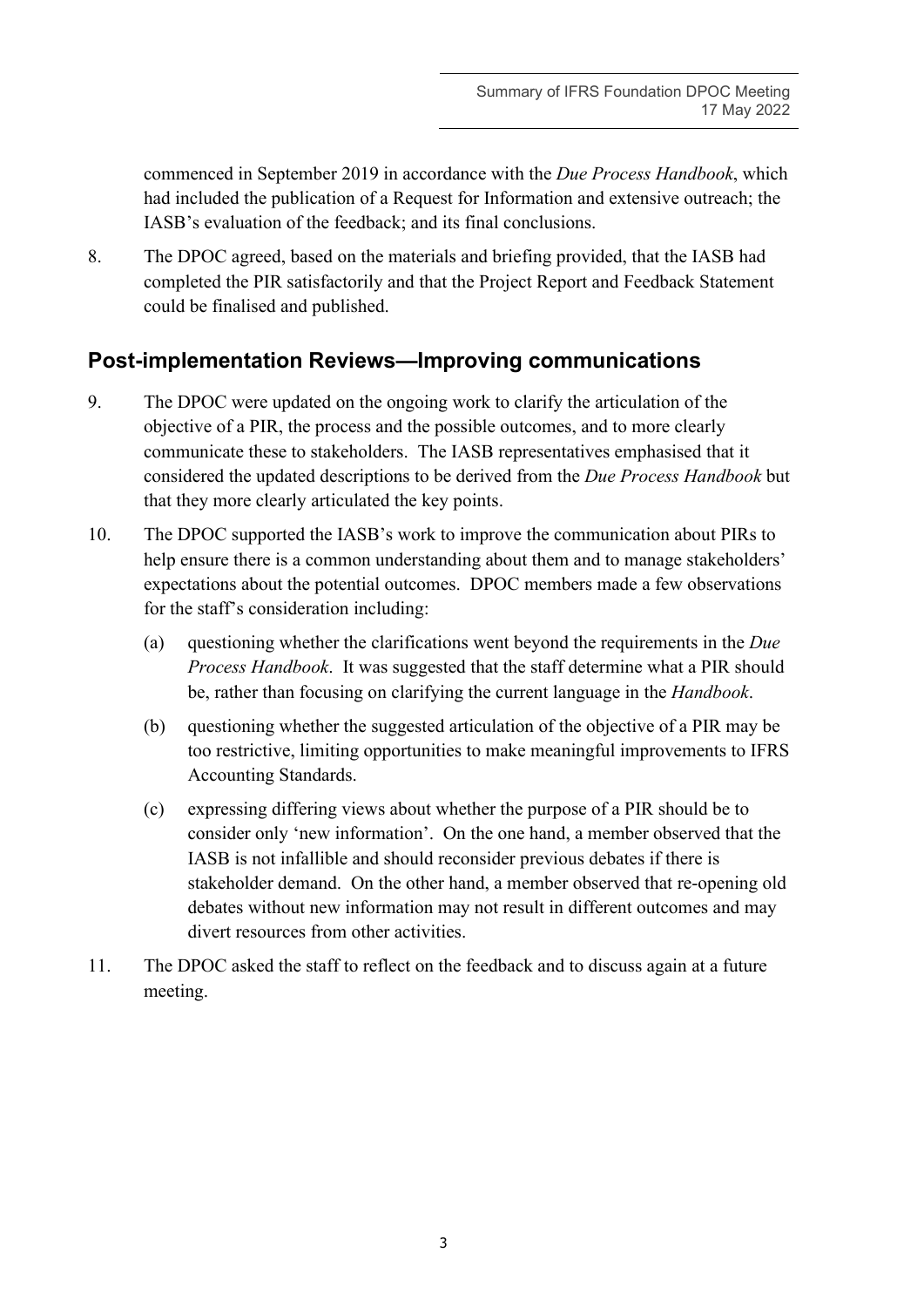commenced in September 2019 in accordance with the *Due Process Handbook*, which had included the publication of a Request for Information and extensive outreach; the IASB's evaluation of the feedback; and its final conclusions.

8. The DPOC agreed, based on the materials and briefing provided, that the IASB had completed the PIR satisfactorily and that the Project Report and Feedback Statement could be finalised and published.

## Post-implementation Reviews—Improving communications

9. The DPOC were updated on the ongoing work to clarify the articulation of the objective of a PIR, the process and the possible outcomes, and to more clearly communicate these to stakeholders. The IASB representatives emphasised that it considered the updated descriptions to be derived from the *Due Process Handbook* but that they more clearly articulated the key points.

10. The DPOC supported the IASB's work to improve the communication about PIRs to help ensure there is a common understanding about them and to manage stakeholders' expectations about the potential outcomes. DPOC members made a few observations for the staff's consideration including:

    (a) questioning whether the clarifications went beyond the requirements in the *Due Process Handbook*. It was suggested that the staff determine what a PIR should be, rather than focusing on clarifying the current language in the *Handbook*.

    (b) questioning whether the suggested articulation of the objective of a PIR may be too restrictive, limiting opportunities to make meaningful improvements to IFRS Accounting Standards.

    (c) expressing differing views about whether the purpose of a PIR should be to consider only 'new information'. On the one hand, a member observed that the IASB is not infallible and should reconsider previous debates if there is stakeholder demand. On the other hand, a member observed that re-opening old debates without new information may not result in different outcomes and may divert resources from other activities.

11. The DPOC asked the staff to reflect on the feedback and to discuss again at a future meeting.